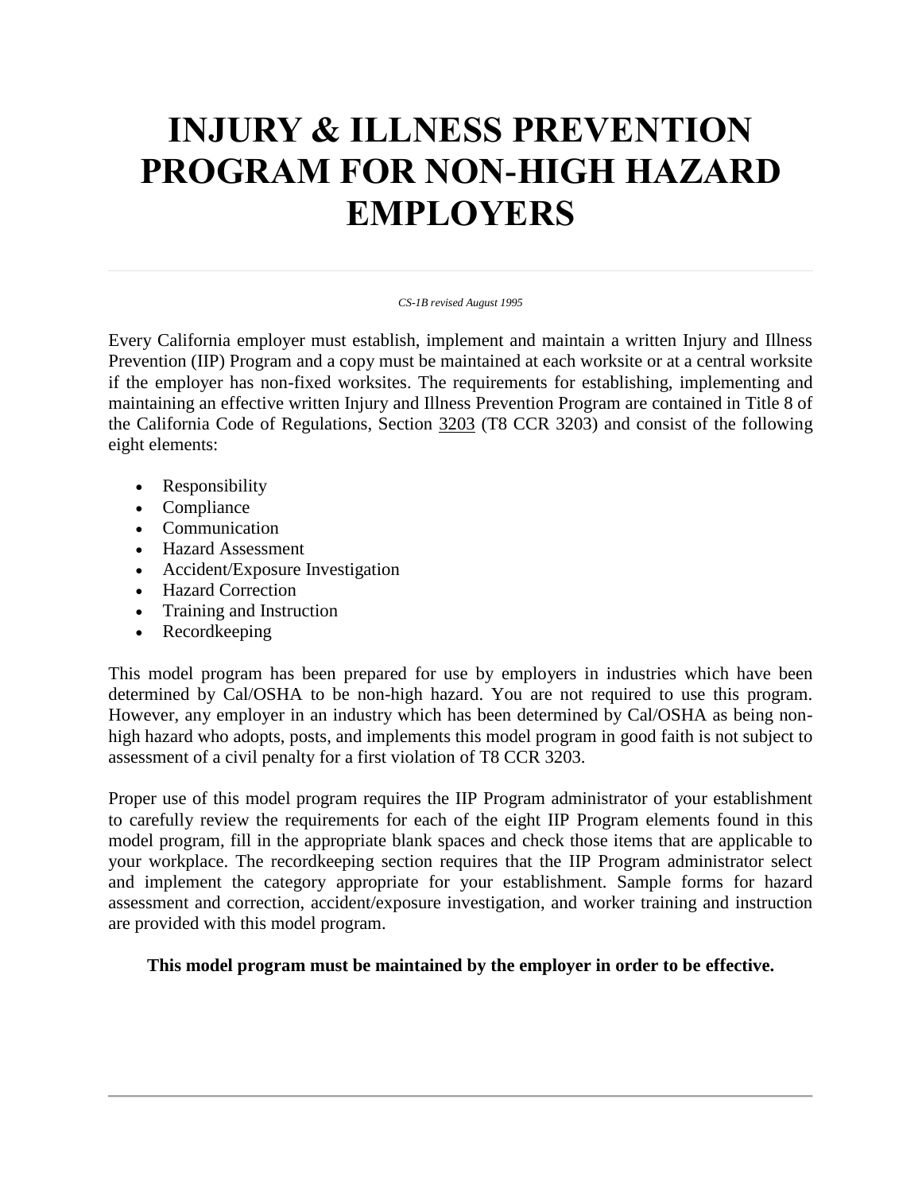# INJURY & ILLNESS PREVENTION PROGRAM FOR NON-HIGH HAZARD EMPLOYERS

*CS-1B revised August 1995*

Every California employer must establish, implement and maintain a written Injury and Illness Prevention (IIP) Program and a copy must be maintained at each worksite or at a central worksite if the employer has non-fixed worksites. The requirements for establishing, implementing and maintaining an effective written Injury and Illness Prevention Program are contained in Title 8 of the California Code of Regulations, Section 3203 (T8 CCR 3203) and consist of the following eight elements:

- Responsibility
- Compliance
- Communication
- Hazard Assessment
- Accident/Exposure Investigation
- Hazard Correction
- Training and Instruction
- Recordkeeping

This model program has been prepared for use by employers in industries which have been determined by Cal/OSHA to be non-high hazard. You are not required to use this program. However, any employer in an industry which has been determined by Cal/OSHA as being non-high hazard who adopts, posts, and implements this model program in good faith is not subject to assessment of a civil penalty for a first violation of T8 CCR 3203.

Proper use of this model program requires the IIP Program administrator of your establishment to carefully review the requirements for each of the eight IIP Program elements found in this model program, fill in the appropriate blank spaces and check those items that are applicable to your workplace. The recordkeeping section requires that the IIP Program administrator select and implement the category appropriate for your establishment. Sample forms for hazard assessment and correction, accident/exposure investigation, and worker training and instruction are provided with this model program.

**This model program must be maintained by the employer in order to be effective.**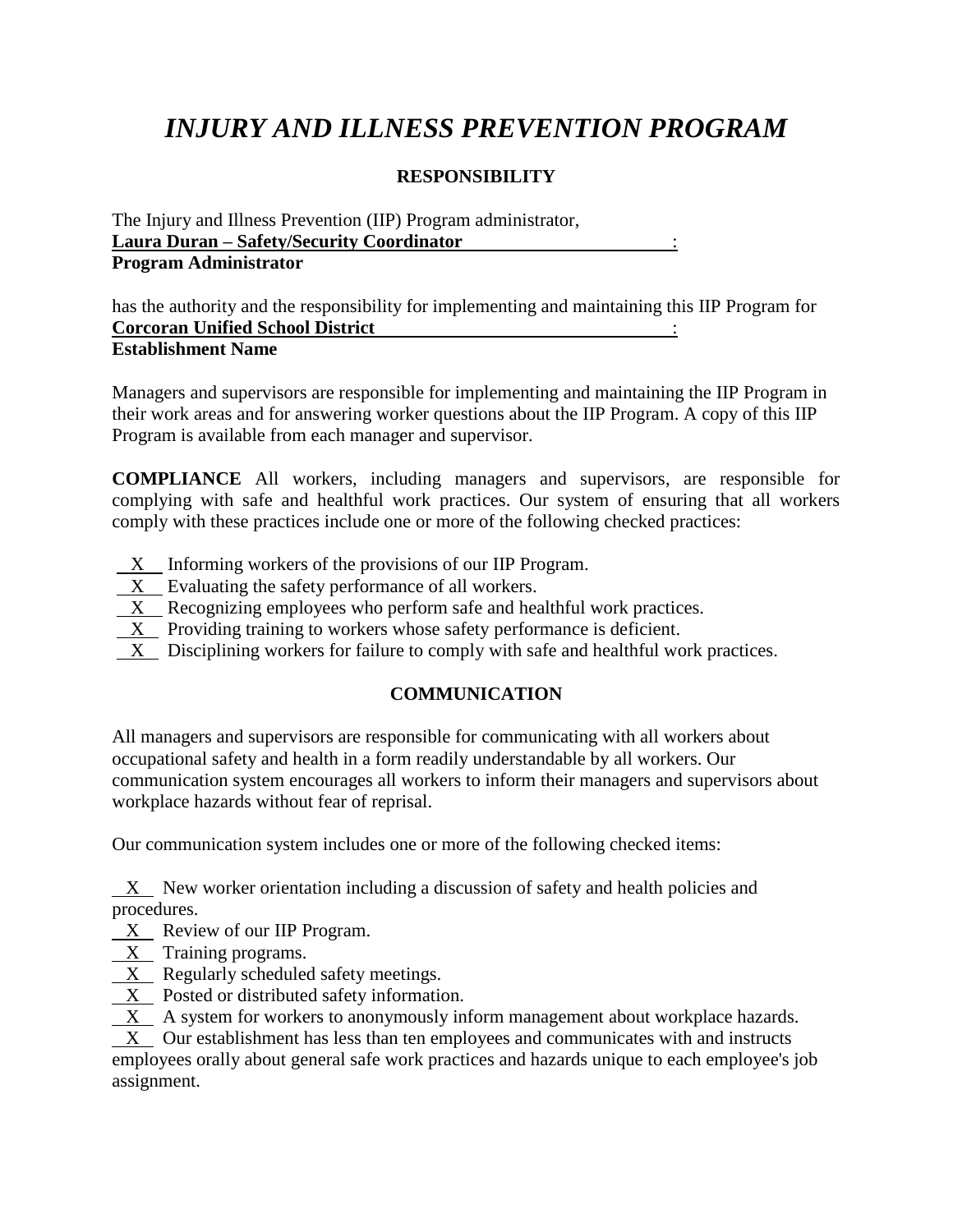# *INJURY AND ILLNESS PREVENTION PROGRAM*

## RESPONSIBILITY

The Injury and Illness Prevention (IIP) Program administrator,
**Laura Duran – Safety/Security Coordinator** :
**Program Administrator**

has the authority and the responsibility for implementing and maintaining this IIP Program for
**Corcoran Unified School District** :
**Establishment Name**

Managers and supervisors are responsible for implementing and maintaining the IIP Program in their work areas and for answering worker questions about the IIP Program. A copy of this IIP Program is available from each manager and supervisor.

**COMPLIANCE** All workers, including managers and supervisors, are responsible for complying with safe and healthful work practices. Our system of ensuring that all workers comply with these practices include one or more of the following checked practices:

- X Informing workers of the provisions of our IIP Program.
- X Evaluating the safety performance of all workers.
- X Recognizing employees who perform safe and healthful work practices.
- X Providing training to workers whose safety performance is deficient.
- X Disciplining workers for failure to comply with safe and healthful work practices.

## COMMUNICATION

All managers and supervisors are responsible for communicating with all workers about occupational safety and health in a form readily understandable by all workers. Our communication system encourages all workers to inform their managers and supervisors about workplace hazards without fear of reprisal.

Our communication system includes one or more of the following checked items:

- X New worker orientation including a discussion of safety and health policies and procedures.
- X Review of our IIP Program.
- X Training programs.
- X Regularly scheduled safety meetings.
- X Posted or distributed safety information.
- X A system for workers to anonymously inform management about workplace hazards.
- X Our establishment has less than ten employees and communicates with and instructs employees orally about general safe work practices and hazards unique to each employee's job assignment.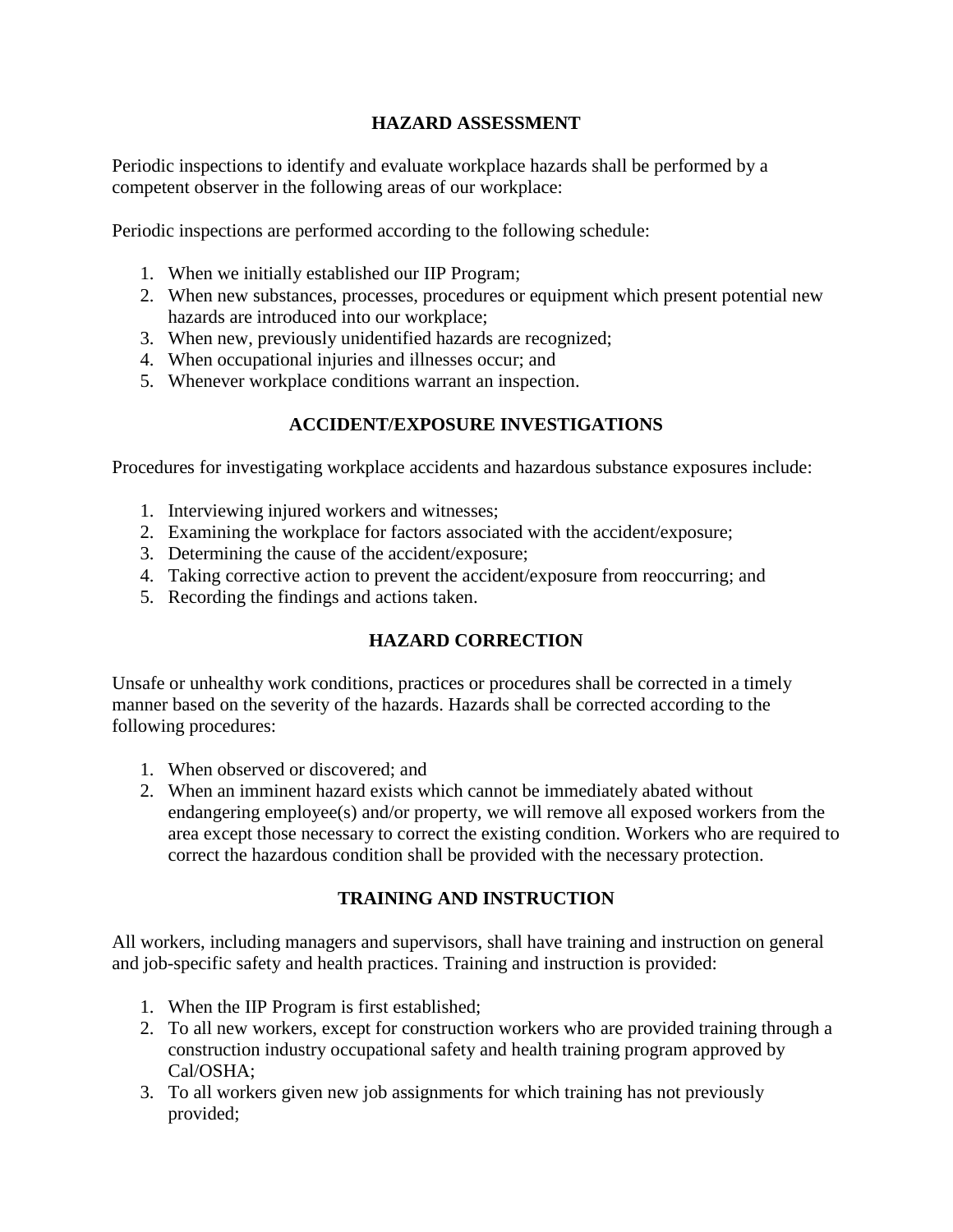## HAZARD ASSESSMENT

Periodic inspections to identify and evaluate workplace hazards shall be performed by a competent observer in the following areas of our workplace:

Periodic inspections are performed according to the following schedule:

1. When we initially established our IIP Program;
2. When new substances, processes, procedures or equipment which present potential new hazards are introduced into our workplace;
3. When new, previously unidentified hazards are recognized;
4. When occupational injuries and illnesses occur; and
5. Whenever workplace conditions warrant an inspection.

## ACCIDENT/EXPOSURE INVESTIGATIONS

Procedures for investigating workplace accidents and hazardous substance exposures include:

1. Interviewing injured workers and witnesses;
2. Examining the workplace for factors associated with the accident/exposure;
3. Determining the cause of the accident/exposure;
4. Taking corrective action to prevent the accident/exposure from reoccurring; and
5. Recording the findings and actions taken.

## HAZARD CORRECTION

Unsafe or unhealthy work conditions, practices or procedures shall be corrected in a timely manner based on the severity of the hazards. Hazards shall be corrected according to the following procedures:

1. When observed or discovered; and
2. When an imminent hazard exists which cannot be immediately abated without endangering employee(s) and/or property, we will remove all exposed workers from the area except those necessary to correct the existing condition. Workers who are required to correct the hazardous condition shall be provided with the necessary protection.

## TRAINING AND INSTRUCTION

All workers, including managers and supervisors, shall have training and instruction on general and job-specific safety and health practices. Training and instruction is provided:

1. When the IIP Program is first established;
2. To all new workers, except for construction workers who are provided training through a construction industry occupational safety and health training program approved by Cal/OSHA;
3. To all workers given new job assignments for which training has not previously provided;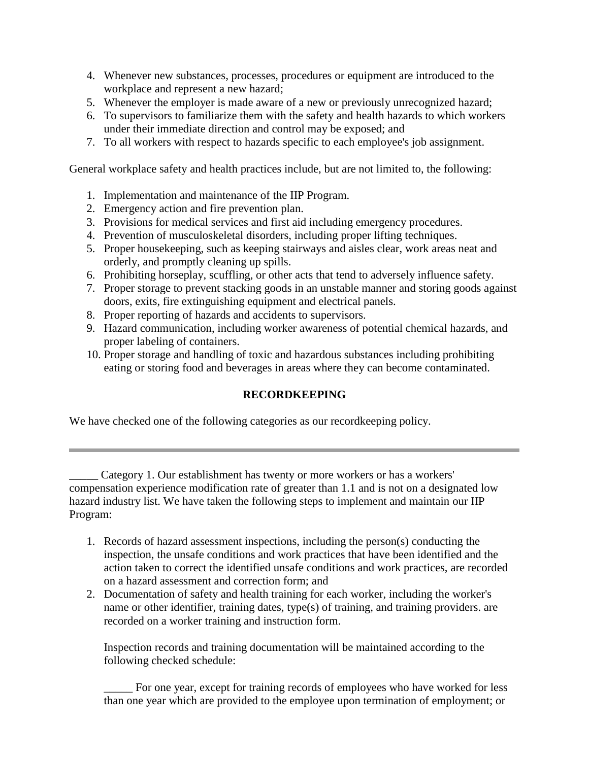4. Whenever new substances, processes, procedures or equipment are introduced to the workplace and represent a new hazard;
5. Whenever the employer is made aware of a new or previously unrecognized hazard;
6. To supervisors to familiarize them with the safety and health hazards to which workers under their immediate direction and control may be exposed; and
7. To all workers with respect to hazards specific to each employee's job assignment.

General workplace safety and health practices include, but are not limited to, the following:

1. Implementation and maintenance of the IIP Program.
2. Emergency action and fire prevention plan.
3. Provisions for medical services and first aid including emergency procedures.
4. Prevention of musculoskeletal disorders, including proper lifting techniques.
5. Proper housekeeping, such as keeping stairways and aisles clear, work areas neat and orderly, and promptly cleaning up spills.
6. Prohibiting horseplay, scuffling, or other acts that tend to adversely influence safety.
7. Proper storage to prevent stacking goods in an unstable manner and storing goods against doors, exits, fire extinguishing equipment and electrical panels.
8. Proper reporting of hazards and accidents to supervisors.
9. Hazard communication, including worker awareness of potential chemical hazards, and proper labeling of containers.
10. Proper storage and handling of toxic and hazardous substances including prohibiting eating or storing food and beverages in areas where they can become contaminated.

**RECORDKEEPING**

We have checked one of the following categories as our recordkeeping policy.

---

_____ Category 1. Our establishment has twenty or more workers or has a workers' compensation experience modification rate of greater than 1.1 and is not on a designated low hazard industry list. We have taken the following steps to implement and maintain our IIP Program:

1. Records of hazard assessment inspections, including the person(s) conducting the inspection, the unsafe conditions and work practices that have been identified and the action taken to correct the identified unsafe conditions and work practices, are recorded on a hazard assessment and correction form; and
2. Documentation of safety and health training for each worker, including the worker's name or other identifier, training dates, type(s) of training, and training providers. are recorded on a worker training and instruction form.

   Inspection records and training documentation will be maintained according to the following checked schedule:

   _____ For one year, except for training records of employees who have worked for less than one year which are provided to the employee upon termination of employment; or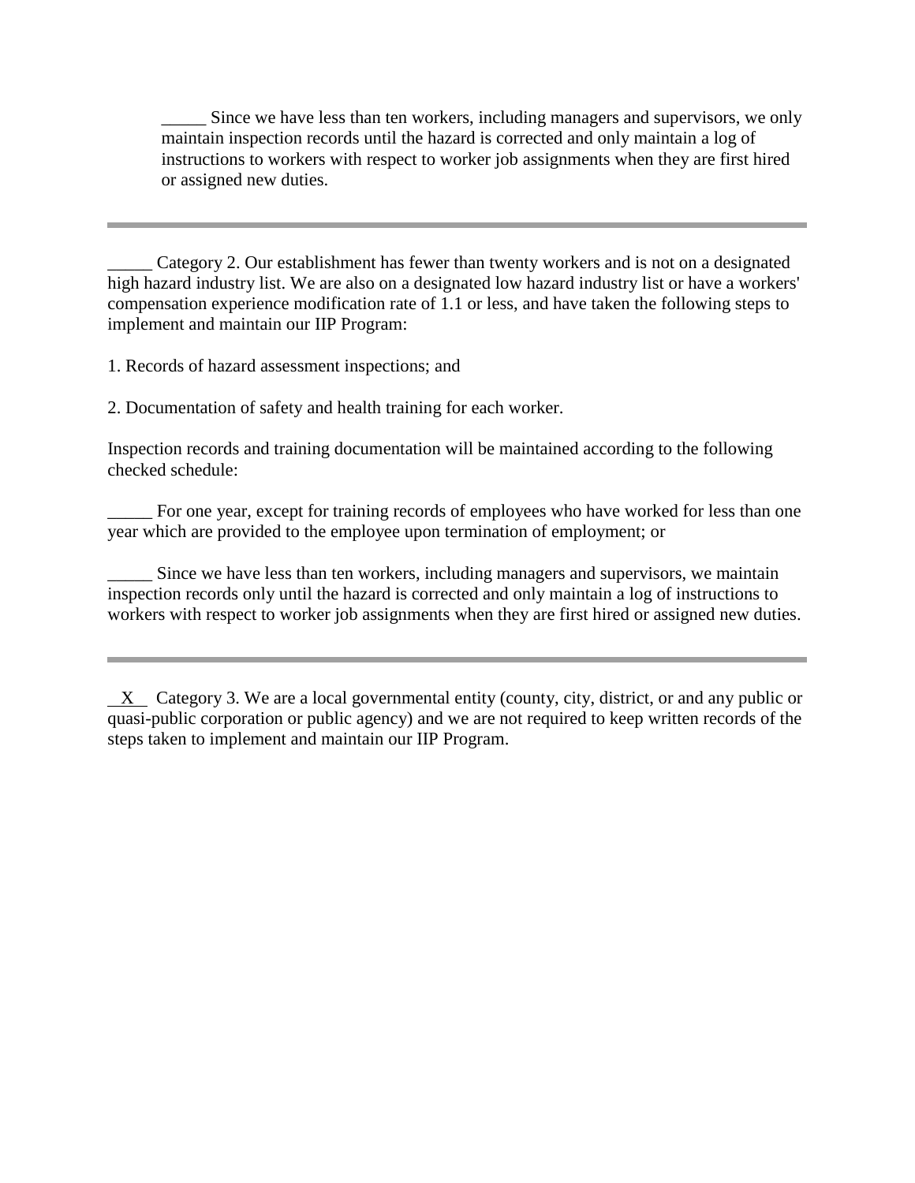_____ Since we have less than ten workers, including managers and supervisors, we only maintain inspection records until the hazard is corrected and only maintain a log of instructions to workers with respect to worker job assignments when they are first hired or assigned new duties.

---

_____ Category 2. Our establishment has fewer than twenty workers and is not on a designated high hazard industry list. We are also on a designated low hazard industry list or have a workers' compensation experience modification rate of 1.1 or less, and have taken the following steps to implement and maintain our IIP Program:

1. Records of hazard assessment inspections; and

2. Documentation of safety and health training for each worker.

Inspection records and training documentation will be maintained according to the following checked schedule:

_____ For one year, except for training records of employees who have worked for less than one year which are provided to the employee upon termination of employment; or

_____ Since we have less than ten workers, including managers and supervisors, we maintain inspection records only until the hazard is corrected and only maintain a log of instructions to workers with respect to worker job assignments when they are first hired or assigned new duties.

---

__X__ Category 3. We are a local governmental entity (county, city, district, or and any public or quasi-public corporation or public agency) and we are not required to keep written records of the steps taken to implement and maintain our IIP Program.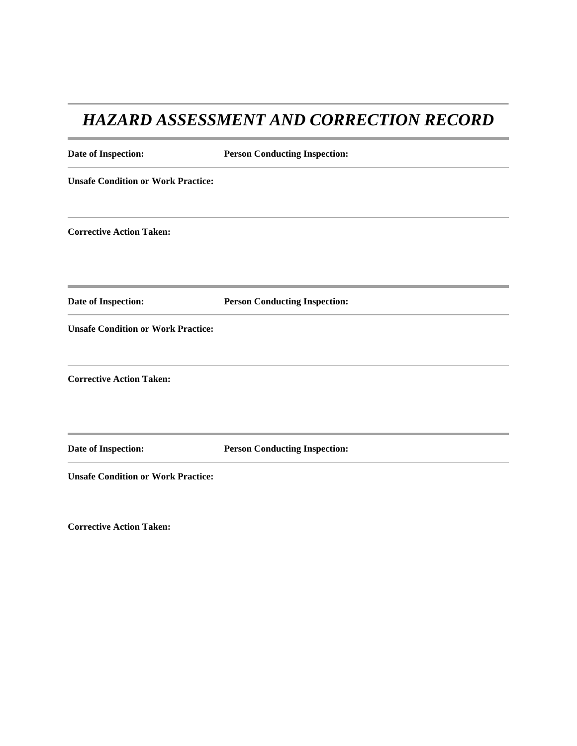# *HAZARD ASSESSMENT AND CORRECTION RECORD*

**Date of Inspection:** **Person Conducting Inspection:**

**Unsafe Condition or Work Practice:**

**Corrective Action Taken:**

---

**Date of Inspection:** **Person Conducting Inspection:**

**Unsafe Condition or Work Practice:**

**Corrective Action Taken:**

---

**Date of Inspection:** **Person Conducting Inspection:**

**Unsafe Condition or Work Practice:**

**Corrective Action Taken:**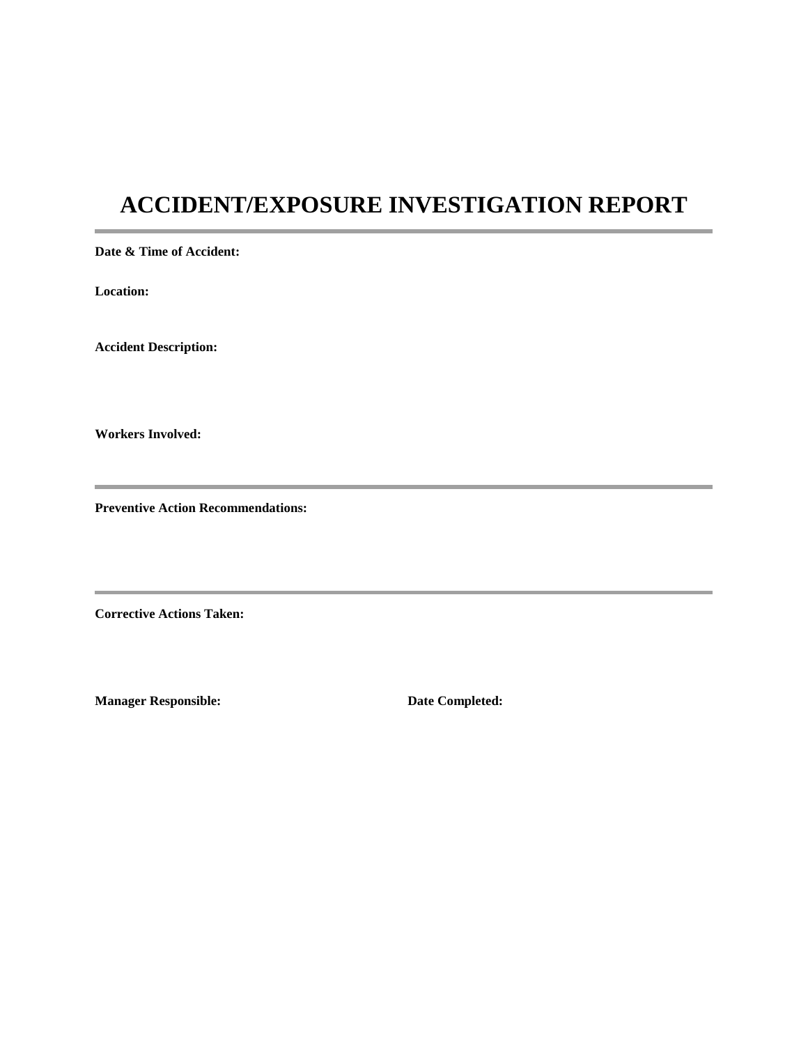# ACCIDENT/EXPOSURE INVESTIGATION REPORT

---

**Date & Time of Accident:**

**Location:**

**Accident Description:**

**Workers Involved:**

---

**Preventive Action Recommendations:**

---

**Corrective Actions Taken:**

**Manager Responsible:** **Date Completed:**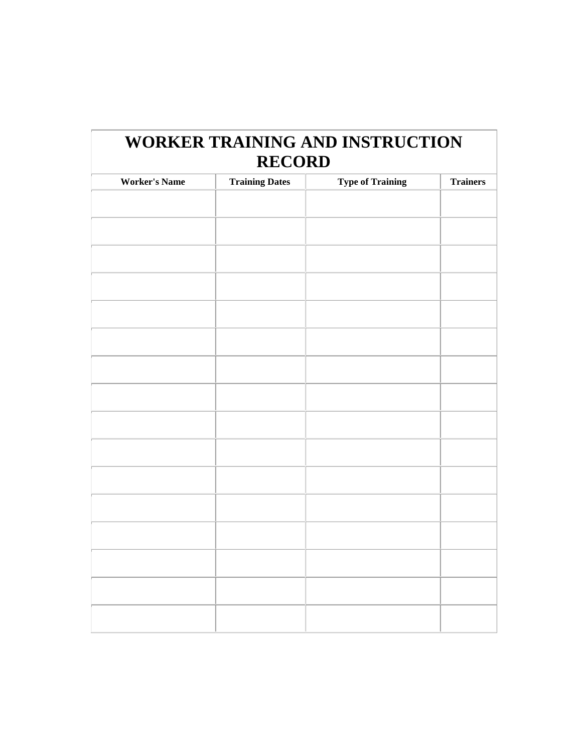# WORKER TRAINING AND INSTRUCTION RECORD

| Worker's Name | Training Dates | Type of Training | Trainers |
|---|---|---|---|
| | | | |
| | | | |
| | | | |
| | | | |
| | | | |
| | | | |
| | | | |
| | | | |
| | | | |
| | | | |
| | | | |
| | | | |
| | | | |
| | | | |
| | | | |
| | | | |